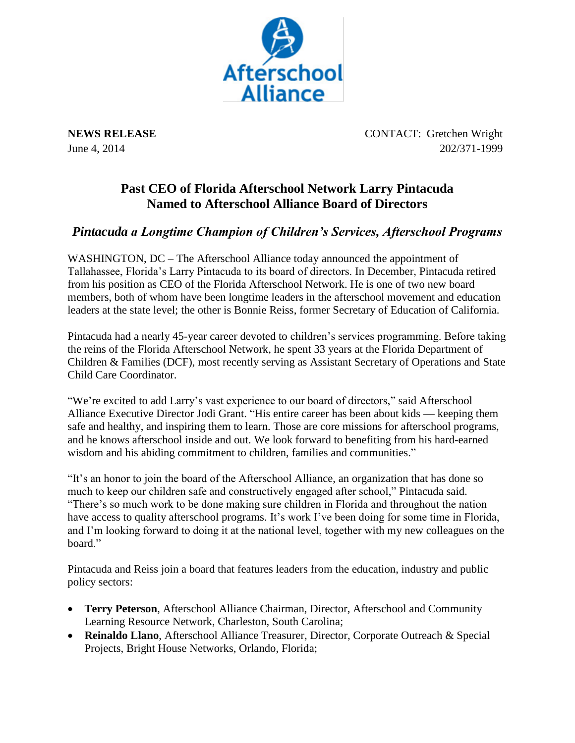**NEWS RELEASE**
June 4, 2014

CONTACT: Gretchen Wright
202/371-1999

# Past CEO of Florida Afterschool Network Larry Pintacuda Named to Afterschool Alliance Board of Directors

## *Pintacuda a Longtime Champion of Children's Services, Afterschool Programs*

WASHINGTON, DC – The Afterschool Alliance today announced the appointment of Tallahassee, Florida's Larry Pintacuda to its board of directors. In December, Pintacuda retired from his position as CEO of the Florida Afterschool Network. He is one of two new board members, both of whom have been longtime leaders in the afterschool movement and education leaders at the state level; the other is Bonnie Reiss, former Secretary of Education of California.

Pintacuda had a nearly 45-year career devoted to children's services programming. Before taking the reins of the Florida Afterschool Network, he spent 33 years at the Florida Department of Children & Families (DCF), most recently serving as Assistant Secretary of Operations and State Child Care Coordinator.

"We're excited to add Larry's vast experience to our board of directors," said Afterschool Alliance Executive Director Jodi Grant. "His entire career has been about kids — keeping them safe and healthy, and inspiring them to learn. Those are core missions for afterschool programs, and he knows afterschool inside and out. We look forward to benefiting from his hard-earned wisdom and his abiding commitment to children, families and communities."

"It's an honor to join the board of the Afterschool Alliance, an organization that has done so much to keep our children safe and constructively engaged after school," Pintacuda said. "There's so much work to be done making sure children in Florida and throughout the nation have access to quality afterschool programs. It's work I've been doing for some time in Florida, and I'm looking forward to doing it at the national level, together with my new colleagues on the board."

Pintacuda and Reiss join a board that features leaders from the education, industry and public policy sectors:

- **Terry Peterson**, Afterschool Alliance Chairman, Director, Afterschool and Community Learning Resource Network, Charleston, South Carolina;
- **Reinaldo Llano**, Afterschool Alliance Treasurer, Director, Corporate Outreach & Special Projects, Bright House Networks, Orlando, Florida;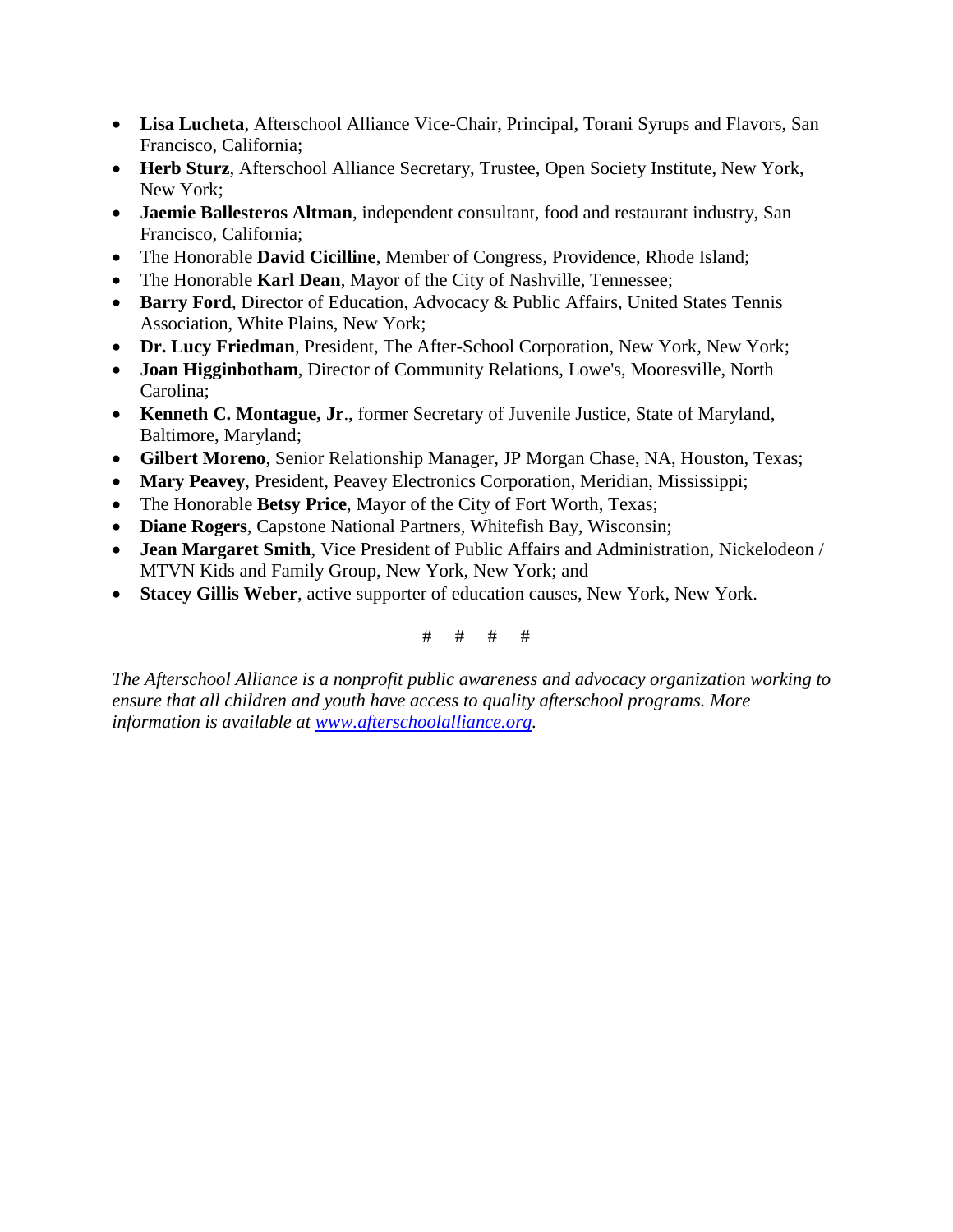- **Lisa Lucheta**, Afterschool Alliance Vice-Chair, Principal, Torani Syrups and Flavors, San Francisco, California;
- **Herb Sturz**, Afterschool Alliance Secretary, Trustee, Open Society Institute, New York, New York;
- **Jaemie Ballesteros Altman**, independent consultant, food and restaurant industry, San Francisco, California;
- The Honorable **David Cicilline**, Member of Congress, Providence, Rhode Island;
- The Honorable **Karl Dean**, Mayor of the City of Nashville, Tennessee;
- **Barry Ford**, Director of Education, Advocacy & Public Affairs, United States Tennis Association, White Plains, New York;
- **Dr. Lucy Friedman**, President, The After-School Corporation, New York, New York;
- **Joan Higginbotham**, Director of Community Relations, Lowe's, Mooresville, North Carolina;
- **Kenneth C. Montague, Jr**., former Secretary of Juvenile Justice, State of Maryland, Baltimore, Maryland;
- **Gilbert Moreno**, Senior Relationship Manager, JP Morgan Chase, NA, Houston, Texas;
- **Mary Peavey**, President, Peavey Electronics Corporation, Meridian, Mississippi;
- The Honorable **Betsy Price**, Mayor of the City of Fort Worth, Texas;
- **Diane Rogers**, Capstone National Partners, Whitefish Bay, Wisconsin;
- **Jean Margaret Smith**, Vice President of Public Affairs and Administration, Nickelodeon / MTVN Kids and Family Group, New York, New York; and
- **Stacey Gillis Weber**, active supporter of education causes, New York, New York.

# # # #

*The Afterschool Alliance is a nonprofit public awareness and advocacy organization working to ensure that all children and youth have access to quality afterschool programs. More information is available at [www.afterschoolalliance.org](http://www.afterschoolalliance.org).*